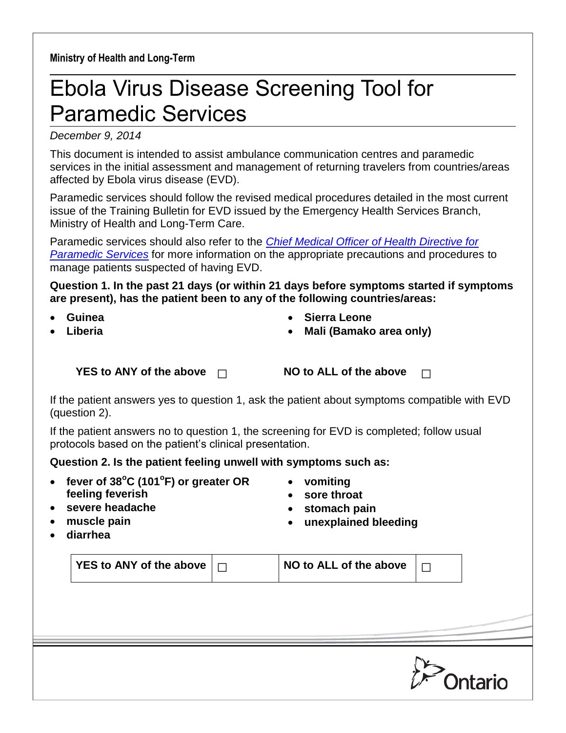**Ministry of Health and Long-Term**

# Ebola Virus Disease Screening Tool for Paramedic Services

*December 9, 2014*

This document is intended to assist ambulance communication centres and paramedic services in the initial assessment and management of returning travelers from countries/areas affected by Ebola virus disease (EVD).

Paramedic services should follow the revised medical procedures detailed in the most current issue of the Training Bulletin for EVD issued by the Emergency Health Services Branch, Ministry of Health and Long-Term Care.

Paramedic services should also refer to the *Chief Medical Officer of Health Directive for Paramedic Services* for more information on the appropriate precautions and procedures to manage patients suspected of having EVD.

**Question 1. In the past 21 days (or within 21 days before symptoms started if symptoms are present), has the patient been to any of the following countries/areas:**

- **Guinea**
- **Liberia**
- **Sierra Leone**
- **Mali (Bamako area only)**

**YES to ANY of the above** ☐ **NO to ALL of the above** ☐

If the patient answers yes to question 1, ask the patient about symptoms compatible with EVD (question 2).

If the patient answers no to question 1, the screening for EVD is completed; follow usual protocols based on the patient's clinical presentation.

**Question 2. Is the patient feeling unwell with symptoms such as:**

- **fever of 38°C (101°F) or greater OR feeling feverish**
- **severe headache**
- **muscle pain**
- **diarrhea**
- **vomiting**
- **sore throat**
- **stomach pain**
- **unexplained bleeding**

| | | | |
|---|---|---|---|
| **YES to ANY of the above** | ☐ | **NO to ALL of the above** | ☐ |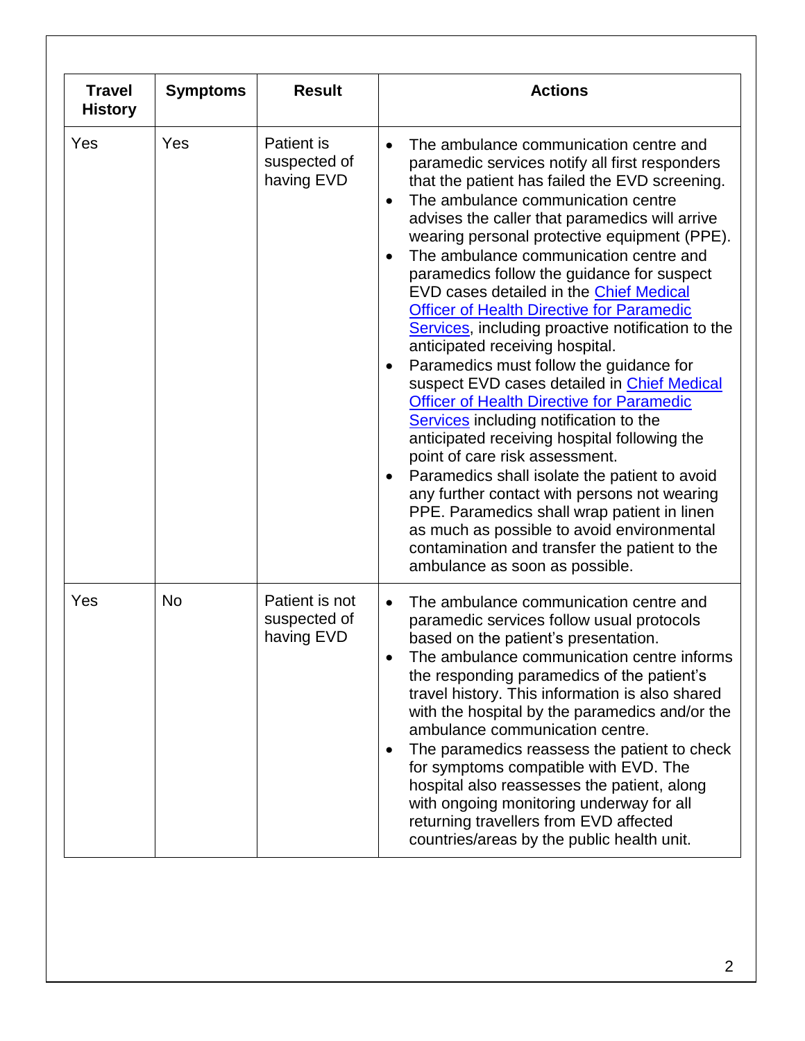| Travel History | Symptoms | Result | Actions |
|---|---|---|---|
| Yes | Yes | Patient is suspected of having EVD | • The ambulance communication centre and paramedic services notify all first responders that the patient has failed the EVD screening.<br>• The ambulance communication centre advises the caller that paramedics will arrive wearing personal protective equipment (PPE).<br>• The ambulance communication centre and paramedics follow the guidance for suspect EVD cases detailed in the Chief Medical Officer of Health Directive for Paramedic Services, including proactive notification to the anticipated receiving hospital.<br>• Paramedics must follow the guidance for suspect EVD cases detailed in Chief Medical Officer of Health Directive for Paramedic Services including notification to the anticipated receiving hospital following the point of care risk assessment.<br>• Paramedics shall isolate the patient to avoid any further contact with persons not wearing PPE. Paramedics shall wrap patient in linen as much as possible to avoid environmental contamination and transfer the patient to the ambulance as soon as possible. |
| Yes | No | Patient is not suspected of having EVD | • The ambulance communication centre and paramedic services follow usual protocols based on the patient's presentation.<br>• The ambulance communication centre informs the responding paramedics of the patient's travel history. This information is also shared with the hospital by the paramedics and/or the ambulance communication centre.<br>• The paramedics reassess the patient to check for symptoms compatible with EVD. The hospital also reassesses the patient, along with ongoing monitoring underway for all returning travellers from EVD affected countries/areas by the public health unit. |